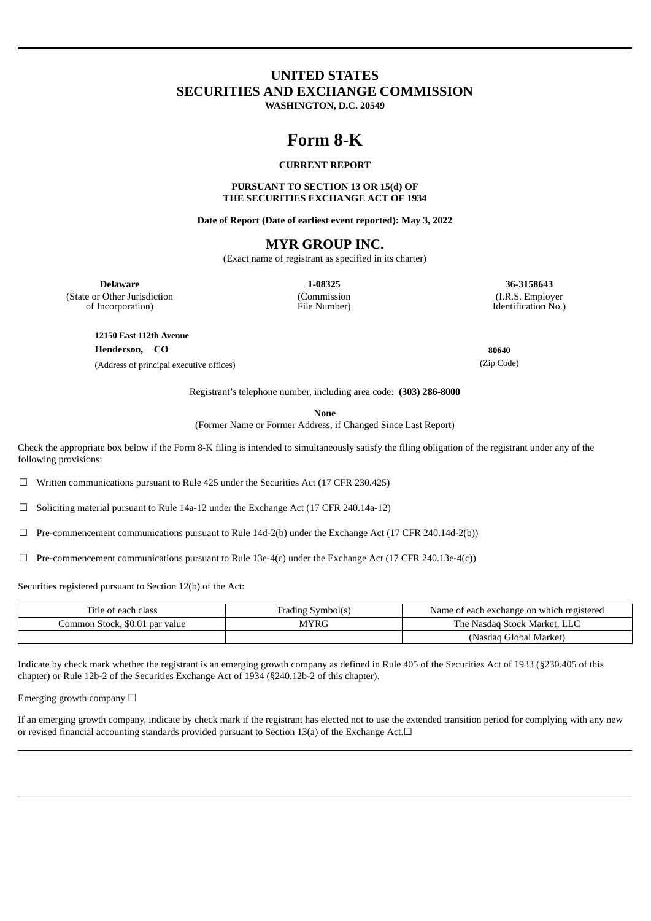# UNITED STATES
# SECURITIES AND EXCHANGE COMMISSION
**WASHINGTON, D.C. 20549**

# Form 8-K

**CURRENT REPORT**

**PURSUANT TO SECTION 13 OR 15(d) OF
THE SECURITIES EXCHANGE ACT OF 1934**

**Date of Report (Date of earliest event reported): May 3, 2022**

## MYR GROUP INC.
(Exact name of registrant as specified in its charter)

| **Delaware** | **1-08325** | **36-3158643** |
|---|---|---|
| (State or Other Jurisdiction of Incorporation) | (Commission File Number) | (I.R.S. Employer Identification No.) |

**12150 East 112th Avenue**
**Henderson, CO** **80640**
(Address of principal executive offices) (Zip Code)

Registrant's telephone number, including area code: **(303) 286-8000**

**None**
(Former Name or Former Address, if Changed Since Last Report)

Check the appropriate box below if the Form 8-K filing is intended to simultaneously satisfy the filing obligation of the registrant under any of the following provisions:

☐ Written communications pursuant to Rule 425 under the Securities Act (17 CFR 230.425)

☐ Soliciting material pursuant to Rule 14a-12 under the Exchange Act (17 CFR 240.14a-12)

☐ Pre-commencement communications pursuant to Rule 14d-2(b) under the Exchange Act (17 CFR 240.14d-2(b))

☐ Pre-commencement communications pursuant to Rule 13e-4(c) under the Exchange Act (17 CFR 240.13e-4(c))

Securities registered pursuant to Section 12(b) of the Act:

| Title of each class | Trading Symbol(s) | Name of each exchange on which registered |
|---|---|---|
| Common Stock, $0.01 par value | MYRG | The Nasdaq Stock Market, LLC |
| | | (Nasdaq Global Market) |

Indicate by check mark whether the registrant is an emerging growth company as defined in Rule 405 of the Securities Act of 1933 (§230.405 of this chapter) or Rule 12b-2 of the Securities Exchange Act of 1934 (§240.12b-2 of this chapter).

Emerging growth company ☐

If an emerging growth company, indicate by check mark if the registrant has elected not to use the extended transition period for complying with any new or revised financial accounting standards provided pursuant to Section 13(a) of the Exchange Act.☐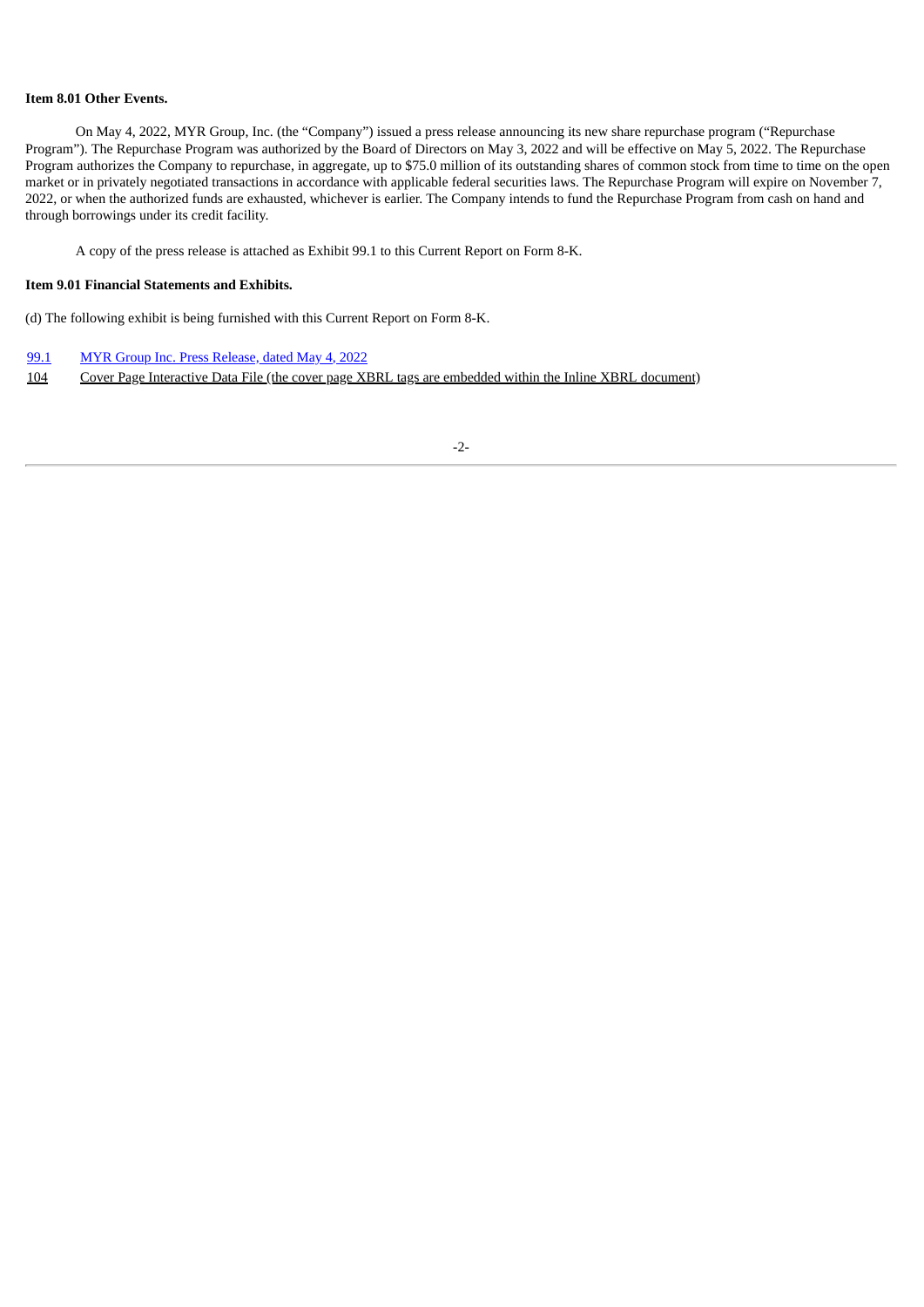**Item 8.01 Other Events.**

On May 4, 2022, MYR Group, Inc. (the "Company") issued a press release announcing its new share repurchase program ("Repurchase Program"). The Repurchase Program was authorized by the Board of Directors on May 3, 2022 and will be effective on May 5, 2022. The Repurchase Program authorizes the Company to repurchase, in aggregate, up to $75.0 million of its outstanding shares of common stock from time to time on the open market or in privately negotiated transactions in accordance with applicable federal securities laws. The Repurchase Program will expire on November 7, 2022, or when the authorized funds are exhausted, whichever is earlier. The Company intends to fund the Repurchase Program from cash on hand and through borrowings under its credit facility.

A copy of the press release is attached as Exhibit 99.1 to this Current Report on Form 8-K.

**Item 9.01 Financial Statements and Exhibits.**

(d) The following exhibit is being furnished with this Current Report on Form 8-K.

| | |
|---|---|
| 99.1 | MYR Group Inc. Press Release, dated May 4, 2022 |
| 104 | Cover Page Interactive Data File (the cover page XBRL tags are embedded within the Inline XBRL document) |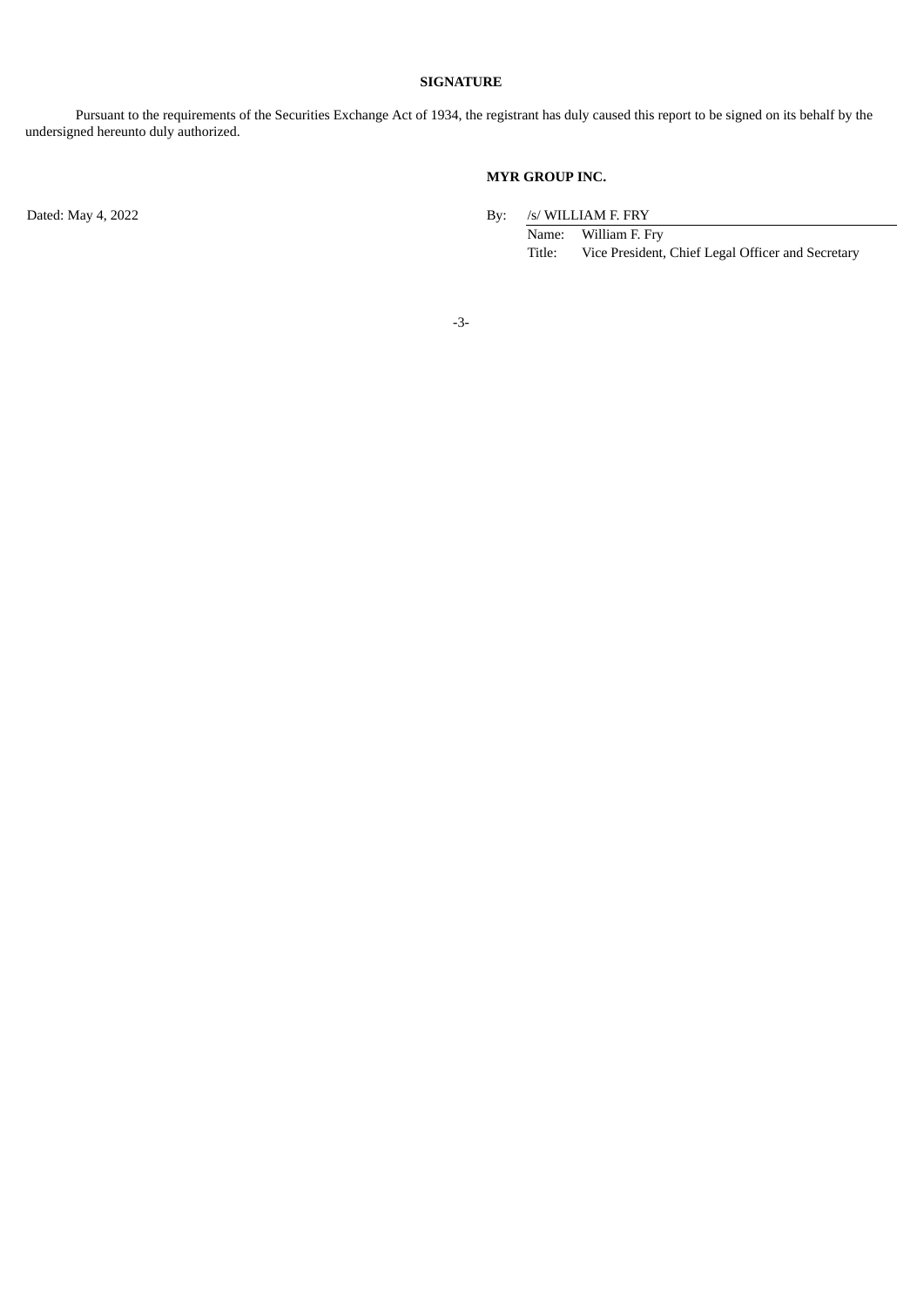**SIGNATURE**

Pursuant to the requirements of the Securities Exchange Act of 1934, the registrant has duly caused this report to be signed on its behalf by the undersigned hereunto duly authorized.

**MYR GROUP INC.**

Dated: May 4, 2022

By: /s/ WILLIAM F. FRY

Name: William F. Fry

Title: Vice President, Chief Legal Officer and Secretary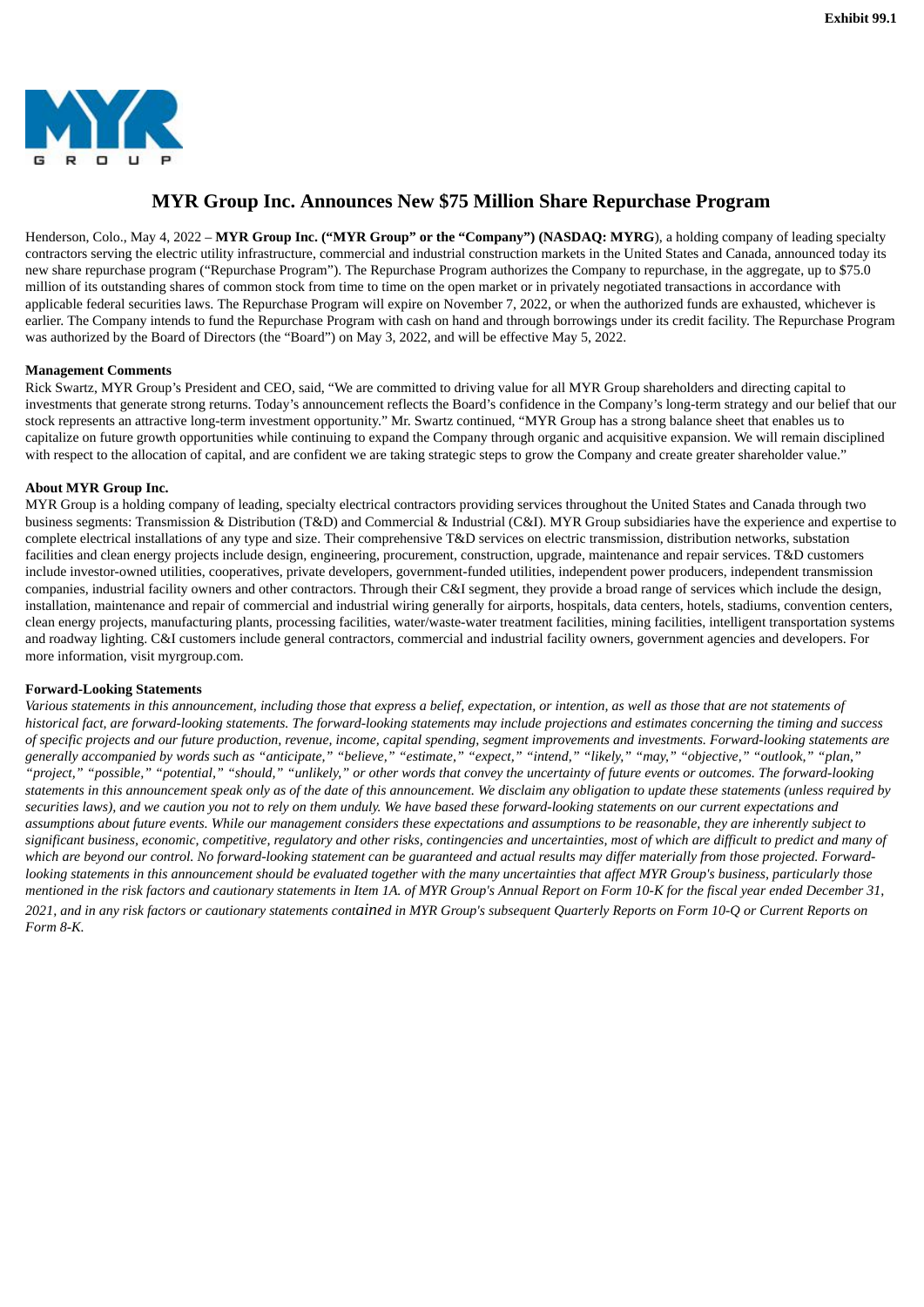Exhibit 99.1

MYR GROUP

# MYR Group Inc. Announces New $75 Million Share Repurchase Program

Henderson, Colo., May 4, 2022 – **MYR Group Inc. ("MYR Group" or the "Company") (NASDAQ: MYRG**), a holding company of leading specialty contractors serving the electric utility infrastructure, commercial and industrial construction markets in the United States and Canada, announced today its new share repurchase program ("Repurchase Program"). The Repurchase Program authorizes the Company to repurchase, in the aggregate, up to $75.0 million of its outstanding shares of common stock from time to time on the open market or in privately negotiated transactions in accordance with applicable federal securities laws. The Repurchase Program will expire on November 7, 2022, or when the authorized funds are exhausted, whichever is earlier. The Company intends to fund the Repurchase Program with cash on hand and through borrowings under its credit facility. The Repurchase Program was authorized by the Board of Directors (the "Board") on May 3, 2022, and will be effective May 5, 2022.

**Management Comments**

Rick Swartz, MYR Group's President and CEO, said, "We are committed to driving value for all MYR Group shareholders and directing capital to investments that generate strong returns. Today's announcement reflects the Board's confidence in the Company's long-term strategy and our belief that our stock represents an attractive long-term investment opportunity." Mr. Swartz continued, "MYR Group has a strong balance sheet that enables us to capitalize on future growth opportunities while continuing to expand the Company through organic and acquisitive expansion. We will remain disciplined with respect to the allocation of capital, and are confident we are taking strategic steps to grow the Company and create greater shareholder value."

**About MYR Group Inc.**

MYR Group is a holding company of leading, specialty electrical contractors providing services throughout the United States and Canada through two business segments: Transmission & Distribution (T&D) and Commercial & Industrial (C&I). MYR Group subsidiaries have the experience and expertise to complete electrical installations of any type and size. Their comprehensive T&D services on electric transmission, distribution networks, substation facilities and clean energy projects include design, engineering, procurement, construction, upgrade, maintenance and repair services. T&D customers include investor-owned utilities, cooperatives, private developers, government-funded utilities, independent power producers, independent transmission companies, industrial facility owners and other contractors. Through their C&I segment, they provide a broad range of services which include the design, installation, maintenance and repair of commercial and industrial wiring generally for airports, hospitals, data centers, hotels, stadiums, convention centers, clean energy projects, manufacturing plants, processing facilities, water/waste-water treatment facilities, mining facilities, intelligent transportation systems and roadway lighting. C&I customers include general contractors, commercial and industrial facility owners, government agencies and developers. For more information, visit myrgroup.com.

**Forward-Looking Statements**

*Various statements in this announcement, including those that express a belief, expectation, or intention, as well as those that are not statements of historical fact, are forward-looking statements. The forward-looking statements may include projections and estimates concerning the timing and success of specific projects and our future production, revenue, income, capital spending, segment improvements and investments. Forward-looking statements are generally accompanied by words such as "anticipate," "believe," "estimate," "expect," "intend," "likely," "may," "objective," "outlook," "plan," "project," "possible," "potential," "should," "unlikely," or other words that convey the uncertainty of future events or outcomes. The forward-looking statements in this announcement speak only as of the date of this announcement. We disclaim any obligation to update these statements (unless required by securities laws), and we caution you not to rely on them unduly. We have based these forward-looking statements on our current expectations and assumptions about future events. While our management considers these expectations and assumptions to be reasonable, they are inherently subject to significant business, economic, competitive, regulatory and other risks, contingencies and uncertainties, most of which are difficult to predict and many of which are beyond our control. No forward-looking statement can be guaranteed and actual results may differ materially from those projected. Forward-looking statements in this announcement should be evaluated together with the many uncertainties that affect MYR Group's business, particularly those mentioned in the risk factors and cautionary statements in Item 1A. of MYR Group's Annual Report on Form 10-K for the fiscal year ended December 31, 2021, and in any risk factors or cautionary statements contained in MYR Group's subsequent Quarterly Reports on Form 10-Q or Current Reports on Form 8-K.*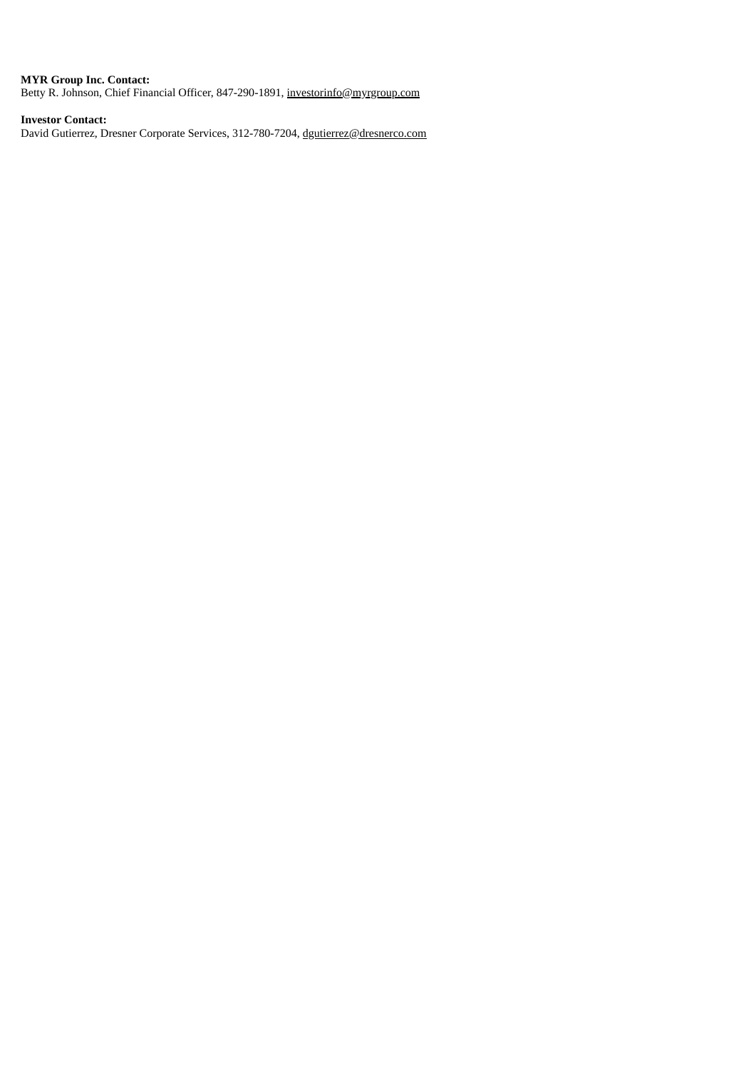**MYR Group Inc. Contact:**
Betty R. Johnson, Chief Financial Officer, 847-290-1891, investorinfo@myrgroup.com

**Investor Contact:**
David Gutierrez, Dresner Corporate Services, 312-780-7204, dgutierrez@dresnerco.com